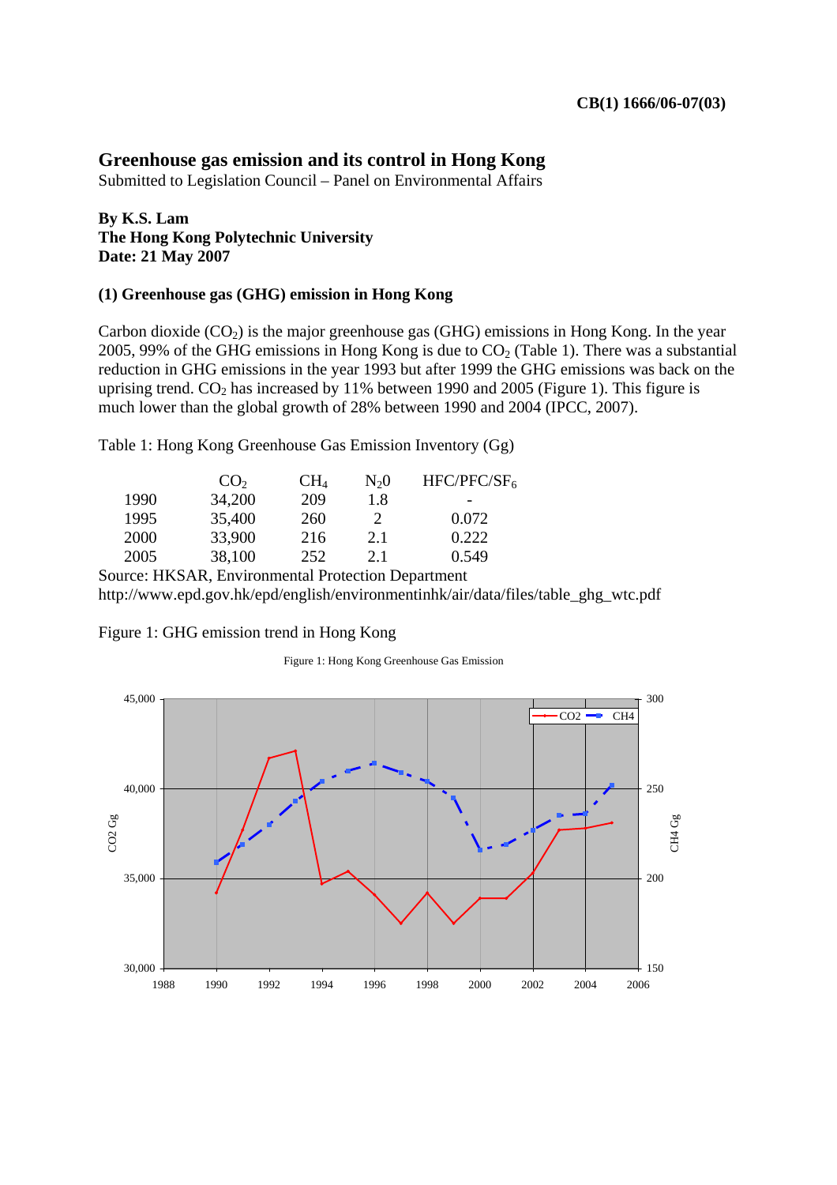CB(1) 1666/06-07(03)

# Greenhouse gas emission and its control in Hong Kong

Submitted to Legislation Council – Panel on Environmental Affairs

**By K.S. Lam**
**The Hong Kong Polytechnic University**
**Date: 21 May 2007**

### (1) Greenhouse gas (GHG) emission in Hong Kong

Carbon dioxide ($CO_2$) is the major greenhouse gas (GHG) emissions in Hong Kong. In the year 2005, 99% of the GHG emissions in Hong Kong is due to $CO_2$ (Table 1). There was a substantial reduction in GHG emissions in the year 1993 but after 1999 the GHG emissions was back on the uprising trend. $CO_2$ has increased by 11% between 1990 and 2005 (Figure 1). This figure is much lower than the global growth of 28% between 1990 and 2004 (IPCC, 2007).

Table 1: Hong Kong Greenhouse Gas Emission Inventory (Gg)

| | $CO_2$ | $CH_4$ | $N_20$ | $HFC/PFC/SF_6$ |
|---|---|---|---|---|
| 1990 | 34,200 | 209 | 1.8 | - |
| 1995 | 35,400 | 260 | 2 | 0.072 |
| 2000 | 33,900 | 216 | 2.1 | 0.222 |
| 2005 | 38,100 | 252 | 2.1 | 0.549 |

Source: HKSAR, Environmental Protection Department
http://www.epd.gov.hk/epd/english/environmentinhk/air/data/files/table_ghg_wtc.pdf

Figure 1: GHG emission trend in Hong Kong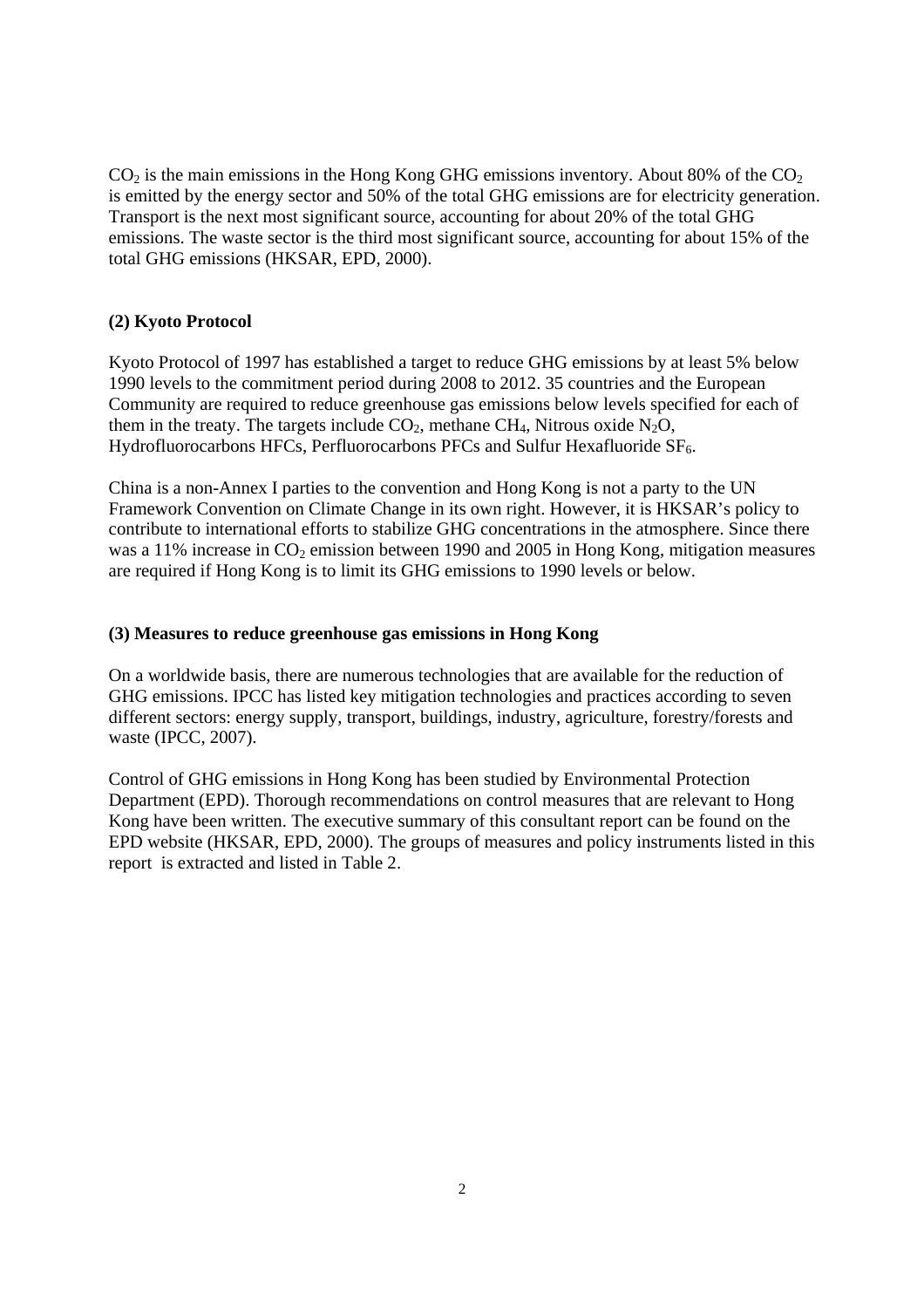$CO_2$ is the main emissions in the Hong Kong GHG emissions inventory. About 80% of the $CO_2$ is emitted by the energy sector and 50% of the total GHG emissions are for electricity generation. Transport is the next most significant source, accounting for about 20% of the total GHG emissions. The waste sector is the third most significant source, accounting for about 15% of the total GHG emissions (HKSAR, EPD, 2000).

### (2) Kyoto Protocol

Kyoto Protocol of 1997 has established a target to reduce GHG emissions by at least 5% below 1990 levels to the commitment period during 2008 to 2012. 35 countries and the European Community are required to reduce greenhouse gas emissions below levels specified for each of them in the treaty. The targets include $CO_2$, methane $CH_4$, Nitrous oxide $N_2O$, Hydrofluorocarbons HFCs, Perfluorocarbons PFCs and Sulfur Hexafluoride $SF_6$.

China is a non-Annex I parties to the convention and Hong Kong is not a party to the UN Framework Convention on Climate Change in its own right. However, it is HKSAR's policy to contribute to international efforts to stabilize GHG concentrations in the atmosphere. Since there was a 11% increase in $CO_2$ emission between 1990 and 2005 in Hong Kong, mitigation measures are required if Hong Kong is to limit its GHG emissions to 1990 levels or below.

### (3) Measures to reduce greenhouse gas emissions in Hong Kong

On a worldwide basis, there are numerous technologies that are available for the reduction of GHG emissions. IPCC has listed key mitigation technologies and practices according to seven different sectors: energy supply, transport, buildings, industry, agriculture, forestry/forests and waste (IPCC, 2007).

Control of GHG emissions in Hong Kong has been studied by Environmental Protection Department (EPD). Thorough recommendations on control measures that are relevant to Hong Kong have been written. The executive summary of this consultant report can be found on the EPD website (HKSAR, EPD, 2000). The groups of measures and policy instruments listed in this report is extracted and listed in Table 2.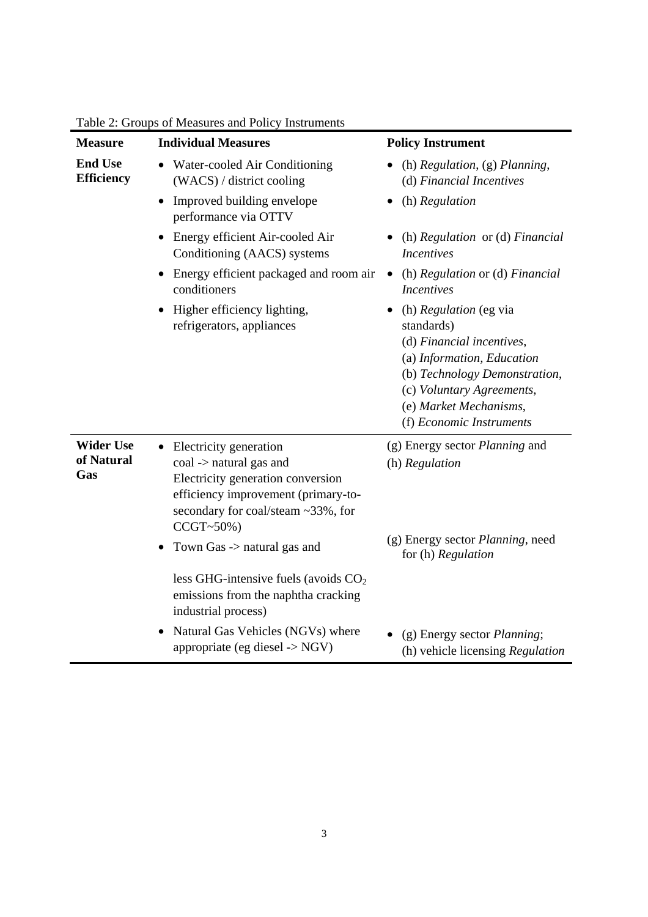Table 2: Groups of Measures and Policy Instruments

| Measure | Individual Measures | Policy Instrument |
|---|---|---|
| **End Use Efficiency** | • Water-cooled Air Conditioning (WACS) / district cooling | • (h) *Regulation*, (g) *Planning*, (d) *Financial Incentives* |
| | • Improved building envelope performance via OTTV | • (h) *Regulation* |
| | • Energy efficient Air-cooled Air Conditioning (AACS) systems | • (h) *Regulation* or (d) *Financial Incentives* |
| | • Energy efficient packaged and room air conditioners | • (h) *Regulation* or (d) *Financial Incentives* |
| | • Higher efficiency lighting, refrigerators, appliances | • (h) *Regulation* (eg via standards)<br>(d) *Financial incentives*,<br>(a) *Information, Education*<br>(b) *Technology Demonstration*,<br>(c) *Voluntary Agreements*,<br>(e) *Market Mechanisms*,<br>(f) *Economic Instruments* |
| **Wider Use of Natural Gas** | • Electricity generation coal -> natural gas and Electricity generation conversion efficiency improvement (primary-to-secondary for coal/steam ~33%, for CCGT~50%) | (g) Energy sector *Planning* and<br>(h) *Regulation* |
| | • Town Gas -> natural gas and<br><br>less GHG-intensive fuels (avoids $CO_2$ emissions from the naphtha cracking industrial process) | (g) Energy sector *Planning*, need for (h) *Regulation* |
| | • Natural Gas Vehicles (NGVs) where appropriate (eg diesel -> NGV) | • (g) Energy sector *Planning*; (h) vehicle licensing *Regulation* |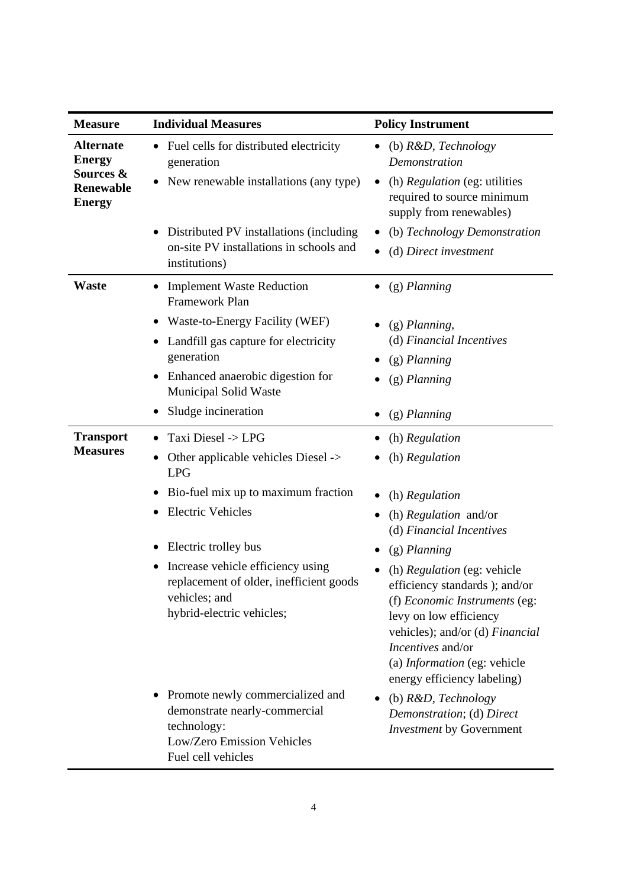| Measure | Individual Measures | Policy Instrument |
|---|---|---|
| **Alternate Energy Sources & Renewable Energy** | • Fuel cells for distributed electricity generation<br>• New renewable installations (any type) | • (b) *R&D, Technology Demonstration*<br>• (h) *Regulation* (eg: utilities required to source minimum supply from renewables) |
| | • Distributed PV installations (including on-site PV installations in schools and institutions) | • (b) *Technology Demonstration*<br>• (d) *Direct investment* |
| **Waste** | • Implement Waste Reduction Framework Plan | • (g) *Planning* |
| | • Waste-to-Energy Facility (WEF) | • (g) *Planning*, (d) *Financial Incentives* |
| | • Landfill gas capture for electricity generation | • (g) *Planning* |
| | • Enhanced anaerobic digestion for Municipal Solid Waste | • (g) *Planning* |
| | • Sludge incineration | • (g) *Planning* |
| **Transport Measures** | • Taxi Diesel -> LPG | • (h) *Regulation* |
| | • Other applicable vehicles Diesel -> LPG | • (h) *Regulation* |
| | • Bio-fuel mix up to maximum fraction | • (h) *Regulation* |
| | • Electric Vehicles | • (h) *Regulation* and/or (d) *Financial Incentives* |
| | • Electric trolley bus | • (g) *Planning* |
| | • Increase vehicle efficiency using replacement of older, inefficient goods vehicles; and hybrid-electric vehicles; | • (h) *Regulation* (eg: vehicle efficiency standards ); and/or (f) *Economic Instruments* (eg: levy on low efficiency vehicles); and/or (d) *Financial Incentives* and/or (a) *Information* (eg: vehicle energy efficiency labeling) |
| | • Promote newly commercialized and demonstrate nearly-commercial technology: Low/Zero Emission Vehicles Fuel cell vehicles | • (b) *R&D, Technology Demonstration*; (d) *Direct Investment* by Government |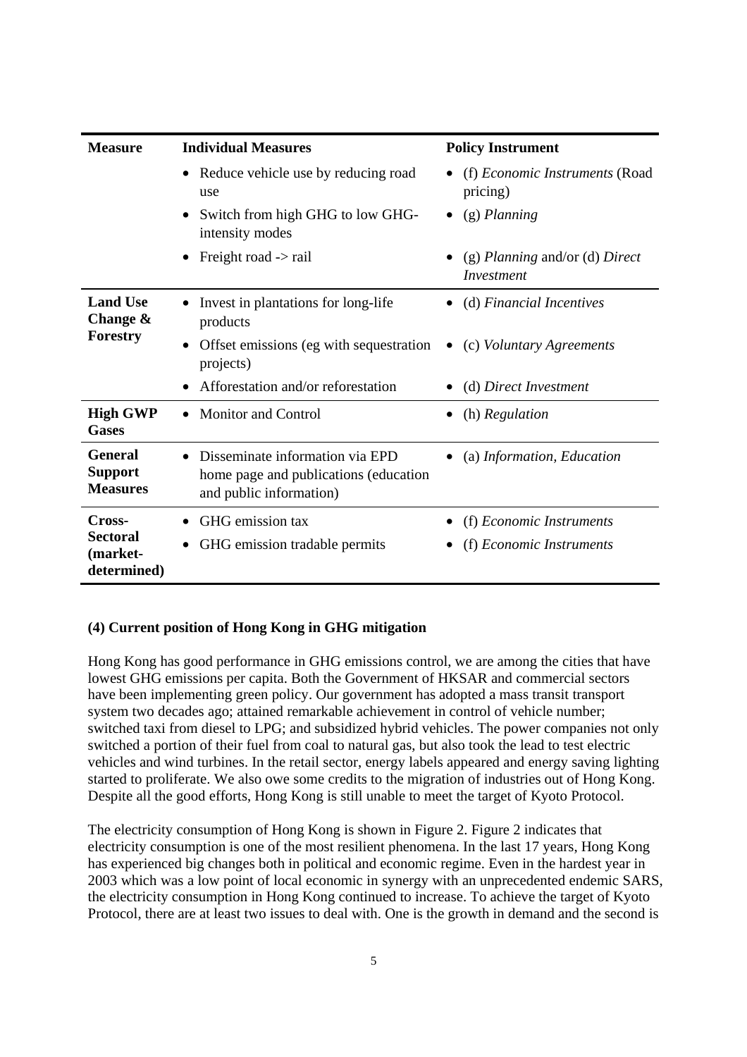| Measure | Individual Measures | Policy Instrument |
|---|---|---|
| | • Reduce vehicle use by reducing road use | • (f) *Economic Instruments* (Road pricing) |
| | • Switch from high GHG to low GHG-intensity modes | • (g) *Planning* |
| | • Freight road -> rail | • (g) *Planning* and/or (d) *Direct Investment* |
| **Land Use Change & Forestry** | • Invest in plantations for long-life products | • (d) *Financial Incentives* |
| | • Offset emissions (eg with sequestration projects) | • (c) *Voluntary Agreements* |
| | • Afforestation and/or reforestation | • (d) *Direct Investment* |
| **High GWP Gases** | • Monitor and Control | • (h) *Regulation* |
| **General Support Measures** | • Disseminate information via EPD home page and publications (education and public information) | • (a) *Information, Education* |
| **Cross-Sectoral (market-determined)** | • GHG emission tax | • (f) *Economic Instruments* |
| | • GHG emission tradable permits | • (f) *Economic Instruments* |

**(4) Current position of Hong Kong in GHG mitigation**

Hong Kong has good performance in GHG emissions control, we are among the cities that have lowest GHG emissions per capita. Both the Government of HKSAR and commercial sectors have been implementing green policy. Our government has adopted a mass transit transport system two decades ago; attained remarkable achievement in control of vehicle number; switched taxi from diesel to LPG; and subsidized hybrid vehicles. The power companies not only switched a portion of their fuel from coal to natural gas, but also took the lead to test electric vehicles and wind turbines. In the retail sector, energy labels appeared and energy saving lighting started to proliferate. We also owe some credits to the migration of industries out of Hong Kong. Despite all the good efforts, Hong Kong is still unable to meet the target of Kyoto Protocol.

The electricity consumption of Hong Kong is shown in Figure 2. Figure 2 indicates that electricity consumption is one of the most resilient phenomena. In the last 17 years, Hong Kong has experienced big changes both in political and economic regime. Even in the hardest year in 2003 which was a low point of local economic in synergy with an unprecedented endemic SARS, the electricity consumption in Hong Kong continued to increase. To achieve the target of Kyoto Protocol, there are at least two issues to deal with. One is the growth in demand and the second is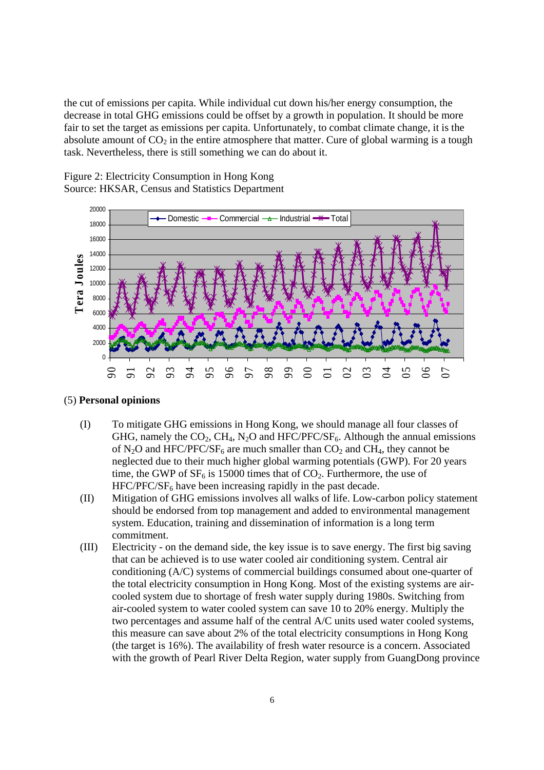the cut of emissions per capita. While individual cut down his/her energy consumption, the decrease in total GHG emissions could be offset by a growth in population. It should be more fair to set the target as emissions per capita. Unfortunately, to combat climate change, it is the absolute amount of $CO_2$ in the entire atmosphere that matter. Cure of global warming is a tough task. Nevertheless, there is still something we can do about it.

Figure 2: Electricity Consumption in Hong Kong
Source: HKSAR, Census and Statistics Department

(5) **Personal opinions**

(I) To mitigate GHG emissions in Hong Kong, we should manage all four classes of GHG, namely the $CO_2$, $CH_4$, $N_2O$ and HFC/PFC/$SF_6$. Although the annual emissions of $N_2O$ and HFC/PFC/$SF_6$ are much smaller than $CO_2$ and $CH_4$, they cannot be neglected due to their much higher global warming potentials (GWP). For 20 years time, the GWP of $SF_6$ is 15000 times that of $CO_2$. Furthermore, the use of HFC/PFC/$SF_6$ have been increasing rapidly in the past decade.

(II) Mitigation of GHG emissions involves all walks of life. Low-carbon policy statement should be endorsed from top management and added to environmental management system. Education, training and dissemination of information is a long term commitment.

(III) Electricity - on the demand side, the key issue is to save energy. The first big saving that can be achieved is to use water cooled air conditioning system. Central air conditioning (A/C) systems of commercial buildings consumed about one-quarter of the total electricity consumption in Hong Kong. Most of the existing systems are air-cooled system due to shortage of fresh water supply during 1980s. Switching from air-cooled system to water cooled system can save 10 to 20% energy. Multiply the two percentages and assume half of the central A/C units used water cooled systems, this measure can save about 2% of the total electricity consumptions in Hong Kong (the target is 16%). The availability of fresh water resource is a concern. Associated with the growth of Pearl River Delta Region, water supply from GuangDong province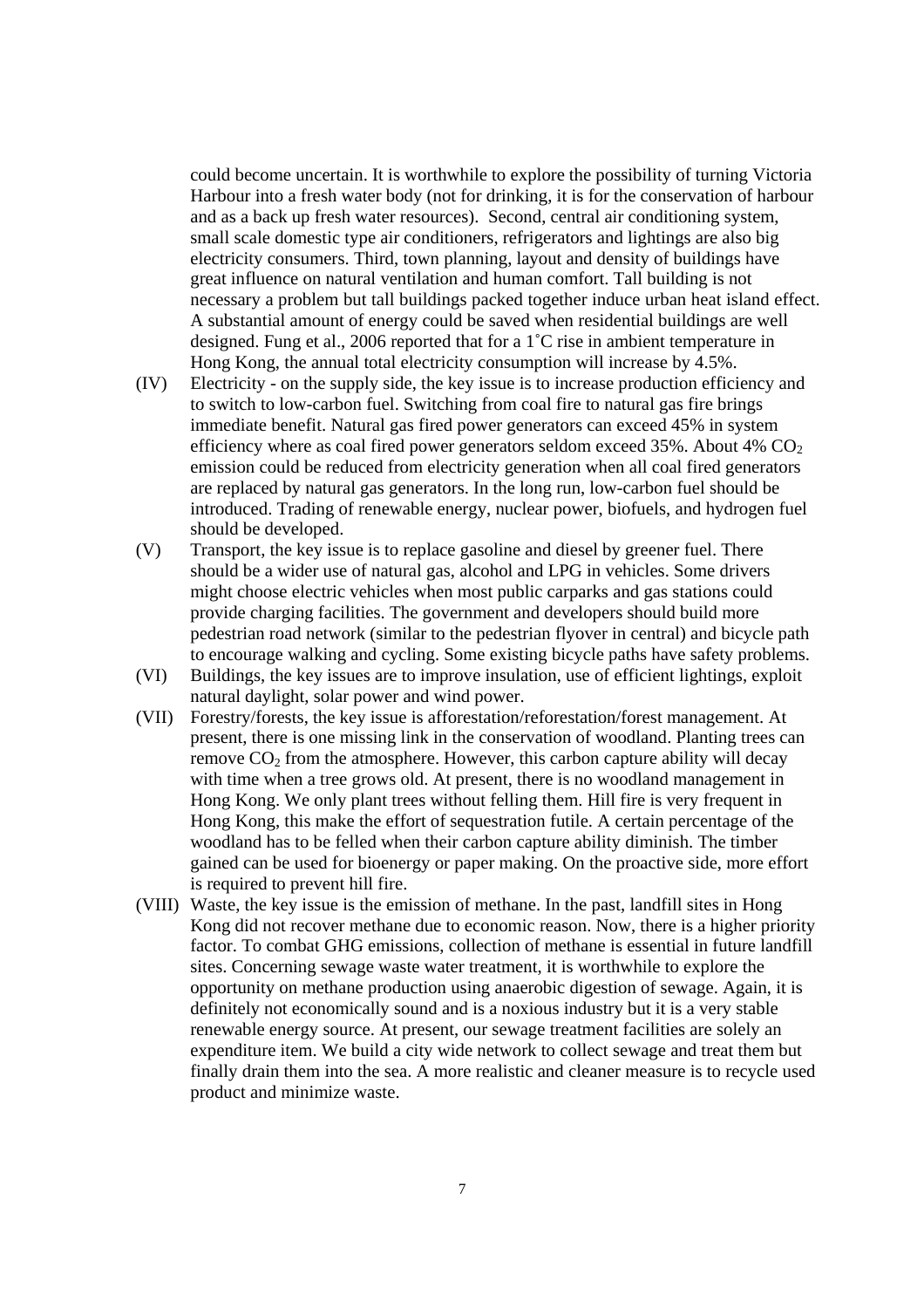could become uncertain. It is worthwhile to explore the possibility of turning Victoria Harbour into a fresh water body (not for drinking, it is for the conservation of harbour and as a back up fresh water resources). Second, central air conditioning system, small scale domestic type air conditioners, refrigerators and lightings are also big electricity consumers. Third, town planning, layout and density of buildings have great influence on natural ventilation and human comfort. Tall building is not necessary a problem but tall buildings packed together induce urban heat island effect. A substantial amount of energy could be saved when residential buildings are well designed. Fung et al., 2006 reported that for a 1˚C rise in ambient temperature in Hong Kong, the annual total electricity consumption will increase by 4.5%.

(IV) Electricity - on the supply side, the key issue is to increase production efficiency and to switch to low-carbon fuel. Switching from coal fire to natural gas fire brings immediate benefit. Natural gas fired power generators can exceed 45% in system efficiency where as coal fired power generators seldom exceed 35%. About 4% $CO_2$ emission could be reduced from electricity generation when all coal fired generators are replaced by natural gas generators. In the long run, low-carbon fuel should be introduced. Trading of renewable energy, nuclear power, biofuels, and hydrogen fuel should be developed.

(V) Transport, the key issue is to replace gasoline and diesel by greener fuel. There should be a wider use of natural gas, alcohol and LPG in vehicles. Some drivers might choose electric vehicles when most public carparks and gas stations could provide charging facilities. The government and developers should build more pedestrian road network (similar to the pedestrian flyover in central) and bicycle path to encourage walking and cycling. Some existing bicycle paths have safety problems.

(VI) Buildings, the key issues are to improve insulation, use of efficient lightings, exploit natural daylight, solar power and wind power.

(VII) Forestry/forests, the key issue is afforestation/reforestation/forest management. At present, there is one missing link in the conservation of woodland. Planting trees can remove $CO_2$ from the atmosphere. However, this carbon capture ability will decay with time when a tree grows old. At present, there is no woodland management in Hong Kong. We only plant trees without felling them. Hill fire is very frequent in Hong Kong, this make the effort of sequestration futile. A certain percentage of the woodland has to be felled when their carbon capture ability diminish. The timber gained can be used for bioenergy or paper making. On the proactive side, more effort is required to prevent hill fire.

(VIII) Waste, the key issue is the emission of methane. In the past, landfill sites in Hong Kong did not recover methane due to economic reason. Now, there is a higher priority factor. To combat GHG emissions, collection of methane is essential in future landfill sites. Concerning sewage waste water treatment, it is worthwhile to explore the opportunity on methane production using anaerobic digestion of sewage. Again, it is definitely not economically sound and is a noxious industry but it is a very stable renewable energy source. At present, our sewage treatment facilities are solely an expenditure item. We build a city wide network to collect sewage and treat them but finally drain them into the sea. A more realistic and cleaner measure is to recycle used product and minimize waste.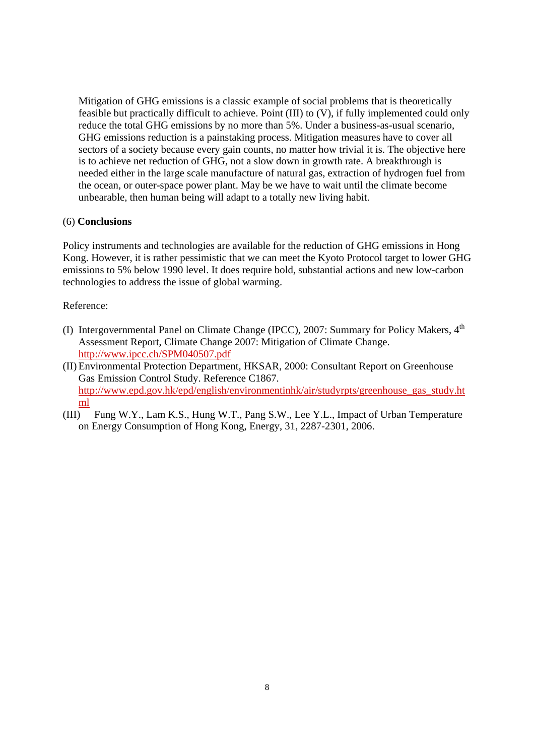Mitigation of GHG emissions is a classic example of social problems that is theoretically feasible but practically difficult to achieve. Point (III) to (V), if fully implemented could only reduce the total GHG emissions by no more than 5%. Under a business-as-usual scenario, GHG emissions reduction is a painstaking process. Mitigation measures have to cover all sectors of a society because every gain counts, no matter how trivial it is. The objective here is to achieve net reduction of GHG, not a slow down in growth rate. A breakthrough is needed either in the large scale manufacture of natural gas, extraction of hydrogen fuel from the ocean, or outer-space power plant. May be we have to wait until the climate become unbearable, then human being will adapt to a totally new living habit.

## (6) **Conclusions**

Policy instruments and technologies are available for the reduction of GHG emissions in Hong Kong. However, it is rather pessimistic that we can meet the Kyoto Protocol target to lower GHG emissions to 5% below 1990 level. It does require bold, substantial actions and new low-carbon technologies to address the issue of global warming.

Reference:

(I) Intergovernmental Panel on Climate Change (IPCC), 2007: Summary for Policy Makers, 4th Assessment Report, Climate Change 2007: Mitigation of Climate Change. http://www.ipcc.ch/SPM040507.pdf

(II) Environmental Protection Department, HKSAR, 2000: Consultant Report on Greenhouse Gas Emission Control Study. Reference C1867. http://www.epd.gov.hk/epd/english/environmentinhk/air/studyrpts/greenhouse_gas_study.html

(III) Fung W.Y., Lam K.S., Hung W.T., Pang S.W., Lee Y.L., Impact of Urban Temperature on Energy Consumption of Hong Kong, Energy, 31, 2287-2301, 2006.